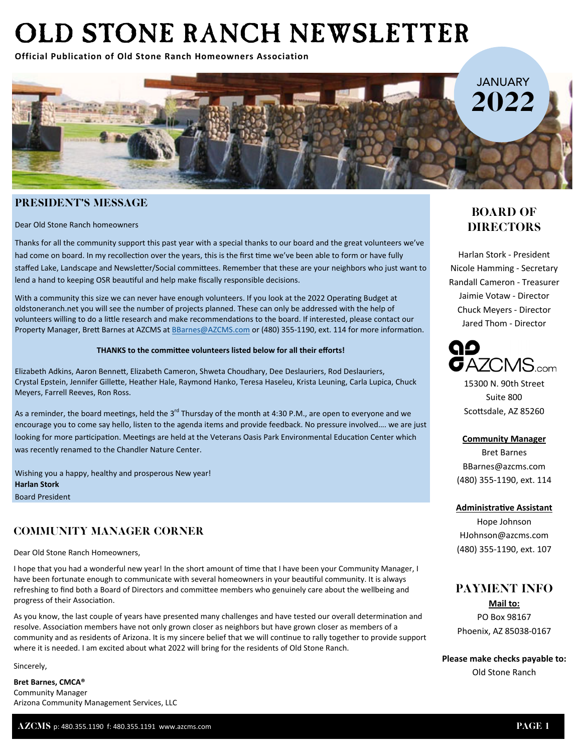# OLD STONE RANCH NEWSLETTER

**Official Publication of Old Stone Ranch Homeowners Association**

JANUARY **2022**

## PRESIDENT'S MESSAGE

Dear Old Stone Ranch homeowners

Thanks for all the community support this past year with a special thanks to our board and the great volunteers we've had come on board. In my recollection over the years, this is the first time we've been able to form or have fully staffed Lake, Landscape and Newsletter/Social committees. Remember that these are your neighbors who just want to lend a hand to keeping OSR beautiful and help make fiscally responsible decisions.

With a community this size we can never have enough volunteers. If you look at the 2022 Operating Budget at oldstoneranch.net you will see the number of projects planned. These can only be addressed with the help of volunteers willing to do a little research and make recommendations to the board. If interested, please contact our Property Manager, Brett Barnes at AZCMS at BBarnes@AZCMS.com or (480) 355-1190, ext. 114 for more information.

**THANKS to the committee volunteers listed below for all their efforts!**

Elizabeth Adkins, Aaron Bennett, Elizabeth Cameron, Shweta Choudhary, Dee Deslauriers, Rod Deslauriers, Crystal Epstein, Jennifer Gillette, Heather Hale, Raymond Hanko, Teresa Haseleu, Krista Leuning, Carla Lupica, Chuck Meyers, Farrell Reeves, Ron Ross.

As a reminder, the board meetings, held the 3rd Thursday of the month at 4:30 P.M., are open to everyone and we encourage you to come say hello, listen to the agenda items and provide feedback. No pressure involved…. we are just looking for more participation. Meetings are held at the Veterans Oasis Park Environmental Education Center which was recently renamed to the Chandler Nature Center.

Wishing you a happy, healthy and prosperous New year!
**Harlan Stork**
Board President

## COMMUNITY MANAGER CORNER

Dear Old Stone Ranch Homeowners,

I hope that you had a wonderful new year! In the short amount of time that I have been your Community Manager, I have been fortunate enough to communicate with several homeowners in your beautiful community. It is always refreshing to find both a Board of Directors and committee members who genuinely care about the wellbeing and progress of their Association.

As you know, the last couple of years have presented many challenges and have tested our overall determination and resolve. Association members have not only grown closer as neighbors but have grown closer as members of a community and as residents of Arizona. It is my sincere belief that we will continue to rally together to provide support where it is needed. I am excited about what 2022 will bring for the residents of Old Stone Ranch.

Sincerely,

**Bret Barnes, CMCA®**
Community Manager
Arizona Community Management Services, LLC

## BOARD OF DIRECTORS

Harlan Stork - President
Nicole Hamming - Secretary
Randall Cameron - Treasurer
Jaimie Votaw - Director
Chuck Meyers - Director
Jared Thom - Director

AZCMS.com
15300 N. 90th Street
Suite 800
Scottsdale, AZ 85260

**Community Manager**
Bret Barnes
BBarnes@azcms.com
(480) 355-1190, ext. 114

**Administrative Assistant**
Hope Johnson
HJohnson@azcms.com
(480) 355-1190, ext. 107

## PAYMENT INFO

**Mail to:**
PO Box 98167
Phoenix, AZ 85038-0167

**Please make checks payable to:**
Old Stone Ranch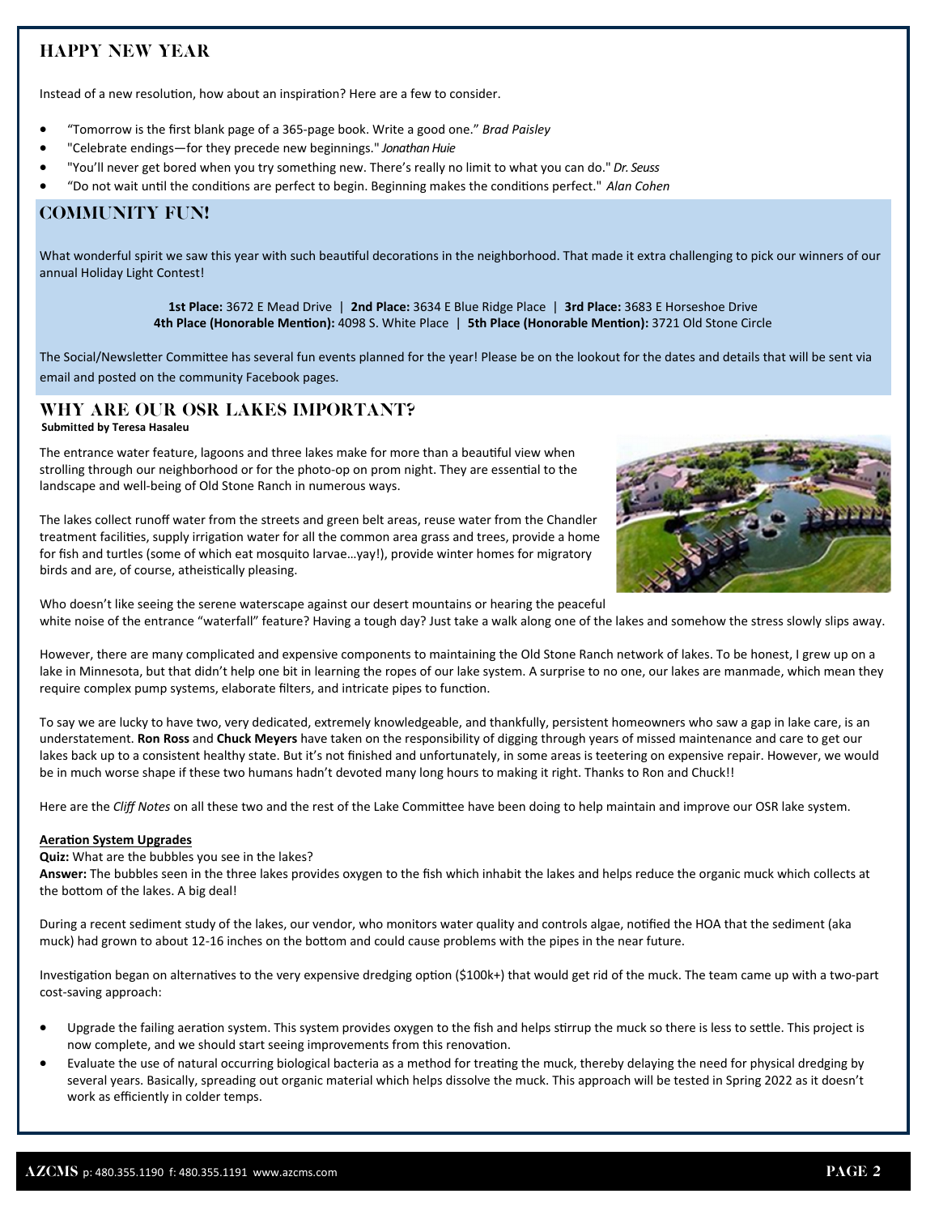## HAPPY NEW YEAR

Instead of a new resolution, how about an inspiration? Here are a few to consider.

- "Tomorrow is the first blank page of a 365-page book. Write a good one." *Brad Paisley*
- "Celebrate endings—for they precede new beginnings." *Jonathan Huie*
- "You'll never get bored when you try something new. There's really no limit to what you can do." *Dr. Seuss*
- "Do not wait until the conditions are perfect to begin. Beginning makes the conditions perfect." *Alan Cohen*

## COMMUNITY FUN!

What wonderful spirit we saw this year with such beautiful decorations in the neighborhood. That made it extra challenging to pick our winners of our annual Holiday Light Contest!

**1st Place:** 3672 E Mead Drive | **2nd Place:** 3634 E Blue Ridge Place | **3rd Place:** 3683 E Horseshoe Drive
**4th Place (Honorable Mention):** 4098 S. White Place | **5th Place (Honorable Mention):** 3721 Old Stone Circle

The Social/Newsletter Committee has several fun events planned for the year! Please be on the lookout for the dates and details that will be sent via email and posted on the community Facebook pages.

## WHY ARE OUR OSR LAKES IMPORTANT?

**Submitted by Teresa Hasaleu**

The entrance water feature, lagoons and three lakes make for more than a beautiful view when strolling through our neighborhood or for the photo-op on prom night. They are essential to the landscape and well-being of Old Stone Ranch in numerous ways.

The lakes collect runoff water from the streets and green belt areas, reuse water from the Chandler treatment facilities, supply irrigation water for all the common area grass and trees, provide a home for fish and turtles (some of which eat mosquito larvae…yay!), provide winter homes for migratory birds and are, of course, atheistically pleasing.

Who doesn't like seeing the serene waterscape against our desert mountains or hearing the peaceful white noise of the entrance "waterfall" feature? Having a tough day? Just take a walk along one of the lakes and somehow the stress slowly slips away.

However, there are many complicated and expensive components to maintaining the Old Stone Ranch network of lakes. To be honest, I grew up on a lake in Minnesota, but that didn't help one bit in learning the ropes of our lake system. A surprise to no one, our lakes are manmade, which mean they require complex pump systems, elaborate filters, and intricate pipes to function.

To say we are lucky to have two, very dedicated, extremely knowledgeable, and thankfully, persistent homeowners who saw a gap in lake care, is an understatement. **Ron Ross** and **Chuck Meyers** have taken on the responsibility of digging through years of missed maintenance and care to get our lakes back up to a consistent healthy state. But it's not finished and unfortunately, in some areas is teetering on expensive repair. However, we would be in much worse shape if these two humans hadn't devoted many long hours to making it right. Thanks to Ron and Chuck!!

Here are the *Cliff Notes* on all these two and the rest of the Lake Committee have been doing to help maintain and improve our OSR lake system.

**Aeration System Upgrades**

**Quiz:** What are the bubbles you see in the lakes?
**Answer:** The bubbles seen in the three lakes provides oxygen to the fish which inhabit the lakes and helps reduce the organic muck which collects at the bottom of the lakes. A big deal!

During a recent sediment study of the lakes, our vendor, who monitors water quality and controls algae, notified the HOA that the sediment (aka muck) had grown to about 12-16 inches on the bottom and could cause problems with the pipes in the near future.

Investigation began on alternatives to the very expensive dredging option ($100k+) that would get rid of the muck. The team came up with a two-part cost-saving approach:

- Upgrade the failing aeration system. This system provides oxygen to the fish and helps stirrup the muck so there is less to settle. This project is now complete, and we should start seeing improvements from this renovation.
- Evaluate the use of natural occurring biological bacteria as a method for treating the muck, thereby delaying the need for physical dredging by several years. Basically, spreading out organic material which helps dissolve the muck. This approach will be tested in Spring 2022 as it doesn't work as efficiently in colder temps.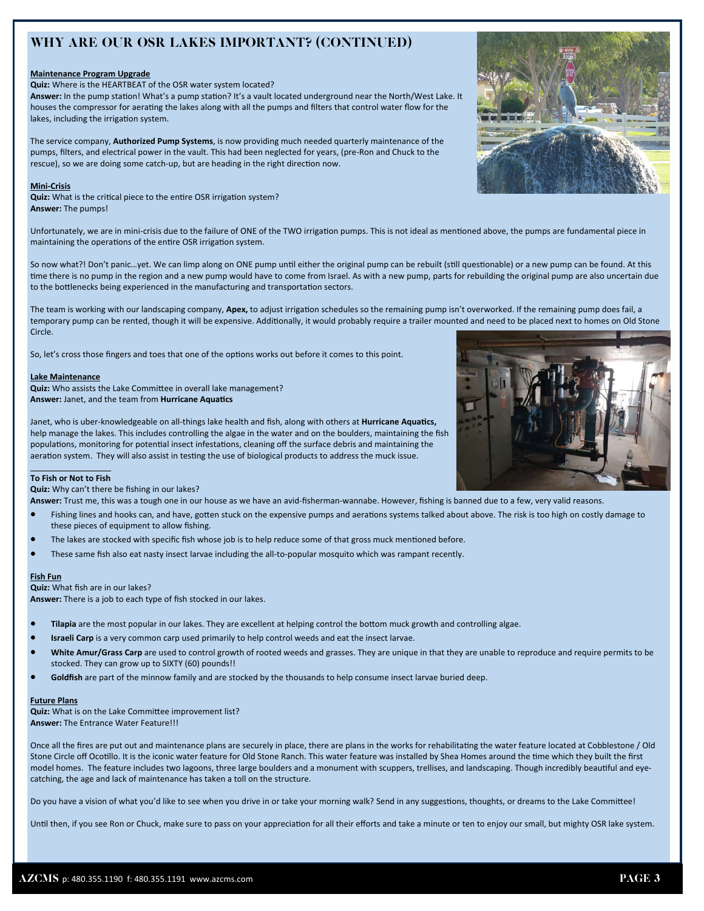## WHY ARE OUR OSR LAKES IMPORTANT? (CONTINUED)

**Maintenance Program Upgrade**

**Quiz:** Where is the HEARTBEAT of the OSR water system located?

**Answer:** In the pump station! What's a pump station? It's a vault located underground near the North/West Lake. It houses the compressor for aerating the lakes along with all the pumps and filters that control water flow for the lakes, including the irrigation system.

The service company, **Authorized Pump Systems**, is now providing much needed quarterly maintenance of the pumps, filters, and electrical power in the vault. This had been neglected for years, (pre-Ron and Chuck to the rescue), so we are doing some catch-up, but are heading in the right direction now.

**Mini-Crisis**

**Quiz:** What is the critical piece to the entire OSR irrigation system?

**Answer:** The pumps!

Unfortunately, we are in mini-crisis due to the failure of ONE of the TWO irrigation pumps. This is not ideal as mentioned above, the pumps are fundamental piece in maintaining the operations of the entire OSR irrigation system.

So now what?! Don't panic…yet. We can limp along on ONE pump until either the original pump can be rebuilt (still questionable) or a new pump can be found. At this time there is no pump in the region and a new pump would have to come from Israel. As with a new pump, parts for rebuilding the original pump are also uncertain due to the bottlenecks being experienced in the manufacturing and transportation sectors.

The team is working with our landscaping company, **Apex,** to adjust irrigation schedules so the remaining pump isn't overworked. If the remaining pump does fail, a temporary pump can be rented, though it will be expensive. Additionally, it would probably require a trailer mounted and need to be placed next to homes on Old Stone Circle.

So, let's cross those fingers and toes that one of the options works out before it comes to this point.

**Lake Maintenance**

**Quiz:** Who assists the Lake Committee in overall lake management?

**Answer:** Janet, and the team from **Hurricane Aquatics**

Janet, who is uber-knowledgeable on all-things lake health and fish, along with others at **Hurricane Aquatics,** help manage the lakes. This includes controlling the algae in the water and on the boulders, maintaining the fish populations, monitoring for potential insect infestations, cleaning off the surface debris and maintaining the aeration system. They will also assist in testing the use of biological products to address the muck issue.

**To Fish or Not to Fish**

**Quiz:** Why can't there be fishing in our lakes?

**Answer:** Trust me, this was a tough one in our house as we have an avid-fisherman-wannabe. However, fishing is banned due to a few, very valid reasons.

- Fishing lines and hooks can, and have, gotten stuck on the expensive pumps and aerations systems talked about above. The risk is too high on costly damage to these pieces of equipment to allow fishing.
- The lakes are stocked with specific fish whose job is to help reduce some of that gross muck mentioned before.
- These same fish also eat nasty insect larvae including the all-to-popular mosquito which was rampant recently.

**Fish Fun**

**Quiz:** What fish are in our lakes?

**Answer:** There is a job to each type of fish stocked in our lakes.

- **Tilapia** are the most popular in our lakes. They are excellent at helping control the bottom muck growth and controlling algae.
- **Israeli Carp** is a very common carp used primarily to help control weeds and eat the insect larvae.
- **White Amur/Grass Carp** are used to control growth of rooted weeds and grasses. They are unique in that they are unable to reproduce and require permits to be stocked. They can grow up to SIXTY (60) pounds!!
- **Goldfish** are part of the minnow family and are stocked by the thousands to help consume insect larvae buried deep.

**Future Plans**

**Quiz:** What is on the Lake Committee improvement list?

**Answer:** The Entrance Water Feature!!!

Once all the fires are put out and maintenance plans are securely in place, there are plans in the works for rehabilitating the water feature located at Cobblestone / Old Stone Circle off Ocotillo. It is the iconic water feature for Old Stone Ranch. This water feature was installed by Shea Homes around the time which they built the first model homes. The feature includes two lagoons, three large boulders and a monument with scuppers, trellises, and landscaping. Though incredibly beautiful and eye-catching, the age and lack of maintenance has taken a toll on the structure.

Do you have a vision of what you'd like to see when you drive in or take your morning walk? Send in any suggestions, thoughts, or dreams to the Lake Committee!

Until then, if you see Ron or Chuck, make sure to pass on your appreciation for all their efforts and take a minute or ten to enjoy our small, but mighty OSR lake system.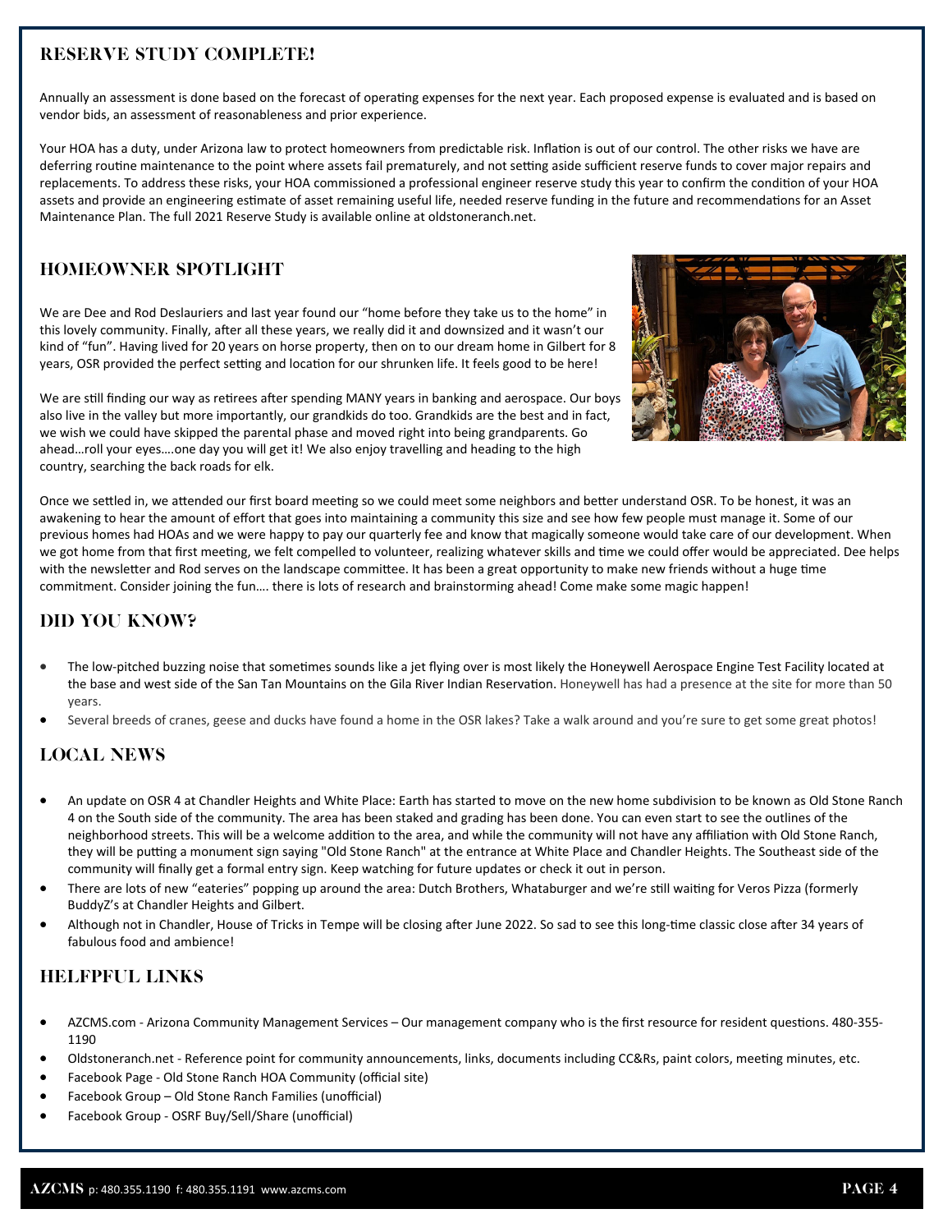## RESERVE STUDY COMPLETE!

Annually an assessment is done based on the forecast of operating expenses for the next year. Each proposed expense is evaluated and is based on vendor bids, an assessment of reasonableness and prior experience.

Your HOA has a duty, under Arizona law to protect homeowners from predictable risk. Inflation is out of our control. The other risks we have are deferring routine maintenance to the point where assets fail prematurely, and not setting aside sufficient reserve funds to cover major repairs and replacements. To address these risks, your HOA commissioned a professional engineer reserve study this year to confirm the condition of your HOA assets and provide an engineering estimate of asset remaining useful life, needed reserve funding in the future and recommendations for an Asset Maintenance Plan. The full 2021 Reserve Study is available online at oldstoneranch.net.

## HOMEOWNER SPOTLIGHT

We are Dee and Rod Deslauriers and last year found our "home before they take us to the home" in this lovely community. Finally, after all these years, we really did it and downsized and it wasn't our kind of "fun". Having lived for 20 years on horse property, then on to our dream home in Gilbert for 8 years, OSR provided the perfect setting and location for our shrunken life. It feels good to be here!

We are still finding our way as retirees after spending MANY years in banking and aerospace. Our boys also live in the valley but more importantly, our grandkids do too. Grandkids are the best and in fact, we wish we could have skipped the parental phase and moved right into being grandparents. Go ahead…roll your eyes….one day you will get it! We also enjoy travelling and heading to the high country, searching the back roads for elk.

Once we settled in, we attended our first board meeting so we could meet some neighbors and better understand OSR. To be honest, it was an awakening to hear the amount of effort that goes into maintaining a community this size and see how few people must manage it. Some of our previous homes had HOAs and we were happy to pay our quarterly fee and know that magically someone would take care of our development. When we got home from that first meeting, we felt compelled to volunteer, realizing whatever skills and time we could offer would be appreciated. Dee helps with the newsletter and Rod serves on the landscape committee. It has been a great opportunity to make new friends without a huge time commitment. Consider joining the fun…. there is lots of research and brainstorming ahead! Come make some magic happen!

## DID YOU KNOW?

- The low-pitched buzzing noise that sometimes sounds like a jet flying over is most likely the Honeywell Aerospace Engine Test Facility located at the base and west side of the San Tan Mountains on the Gila River Indian Reservation. Honeywell has had a presence at the site for more than 50 years.
- Several breeds of cranes, geese and ducks have found a home in the OSR lakes? Take a walk around and you're sure to get some great photos!

## LOCAL NEWS

- An update on OSR 4 at Chandler Heights and White Place: Earth has started to move on the new home subdivision to be known as Old Stone Ranch 4 on the South side of the community. The area has been staked and grading has been done. You can even start to see the outlines of the neighborhood streets. This will be a welcome addition to the area, and while the community will not have any affiliation with Old Stone Ranch, they will be putting a monument sign saying "Old Stone Ranch" at the entrance at White Place and Chandler Heights. The Southeast side of the community will finally get a formal entry sign. Keep watching for future updates or check it out in person.
- There are lots of new "eateries" popping up around the area: Dutch Brothers, Whataburger and we're still waiting for Veros Pizza (formerly BuddyZ's at Chandler Heights and Gilbert.
- Although not in Chandler, House of Tricks in Tempe will be closing after June 2022. So sad to see this long-time classic close after 34 years of fabulous food and ambience!

## HELFPFUL LINKS

- AZCMS.com - Arizona Community Management Services – Our management company who is the first resource for resident questions. 480-355-1190
- Oldstoneranch.net - Reference point for community announcements, links, documents including CC&Rs, paint colors, meeting minutes, etc.
- Facebook Page - Old Stone Ranch HOA Community (official site)
- Facebook Group – Old Stone Ranch Families (unofficial)
- Facebook Group - OSRF Buy/Sell/Share (unofficial)